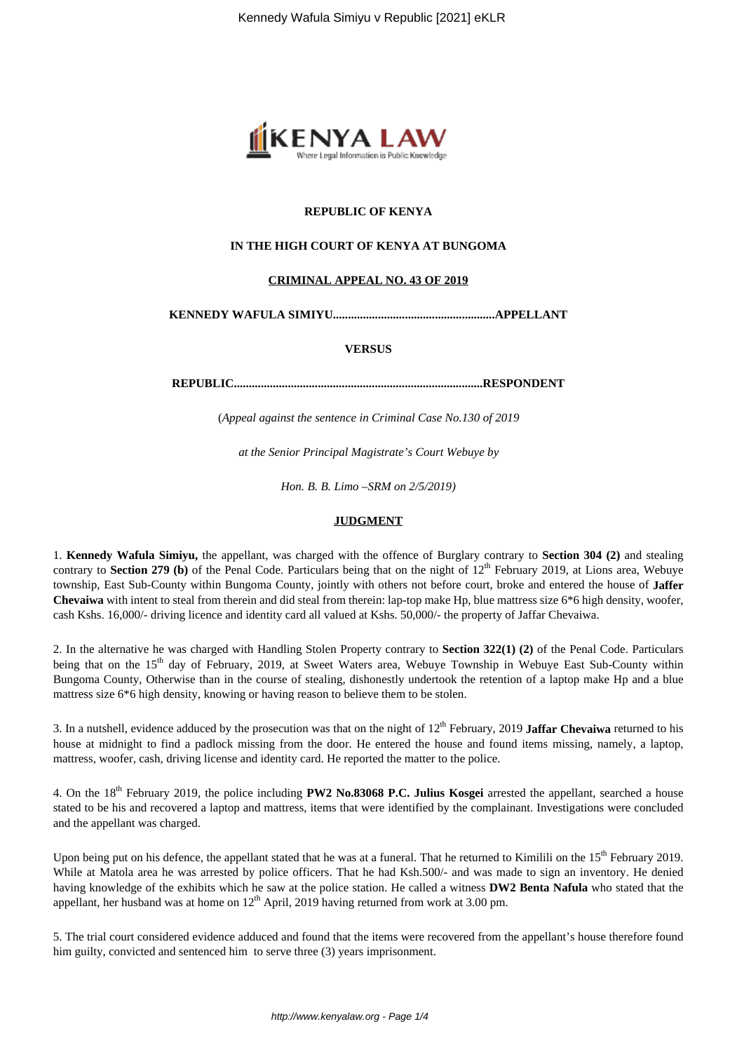**REPUBLIC OF KENYA**

**IN THE HIGH COURT OF KENYA AT BUNGOMA**

**CRIMINAL APPEAL NO. 43 OF 2019**

**KENNEDY WAFULA SIMIYU......................................................APPELLANT**

**VERSUS**

**REPUBLIC..................................................................................RESPONDENT**

(*Appeal against the sentence in Criminal Case No.130 of 2019*

*at the Senior Principal Magistrate's Court Webuye by*

*Hon. B. B. Limo –SRM on 2/5/2019)*

**JUDGMENT**

1. **Kennedy Wafula Simiyu,** the appellant, was charged with the offence of Burglary contrary to **Section 304 (2)** and stealing contrary to **Section 279 (b)** of the Penal Code. Particulars being that on the night of 12th February 2019, at Lions area, Webuye township, East Sub-County within Bungoma County, jointly with others not before court, broke and entered the house of **Jaffer Chevaiwa** with intent to steal from therein and did steal from therein: lap-top make Hp, blue mattress size 6*6 high density, woofer, cash Kshs. 16,000/- driving licence and identity card all valued at Kshs. 50,000/- the property of Jaffar Chevaiwa.

2. In the alternative he was charged with Handling Stolen Property contrary to **Section 322(1) (2)** of the Penal Code. Particulars being that on the 15th day of February, 2019, at Sweet Waters area, Webuye Township in Webuye East Sub-County within Bungoma County, Otherwise than in the course of stealing, dishonestly undertook the retention of a laptop make Hp and a blue mattress size 6*6 high density, knowing or having reason to believe them to be stolen.

3. In a nutshell, evidence adduced by the prosecution was that on the night of 12th February, 2019 **Jaffar Chevaiwa** returned to his house at midnight to find a padlock missing from the door. He entered the house and found items missing, namely, a laptop, mattress, woofer, cash, driving license and identity card. He reported the matter to the police.

4. On the 18th February 2019, the police including **PW2 No.83068 P.C. Julius Kosgei** arrested the appellant, searched a house stated to be his and recovered a laptop and mattress, items that were identified by the complainant. Investigations were concluded and the appellant was charged.

Upon being put on his defence, the appellant stated that he was at a funeral. That he returned to Kimilili on the 15th February 2019. While at Matola area he was arrested by police officers. That he had Ksh.500/- and was made to sign an inventory. He denied having knowledge of the exhibits which he saw at the police station. He called a witness **DW2 Benta Nafula** who stated that the appellant, her husband was at home on 12th April, 2019 having returned from work at 3.00 pm.

5. The trial court considered evidence adduced and found that the items were recovered from the appellant's house therefore found him guilty, convicted and sentenced him to serve three (3) years imprisonment.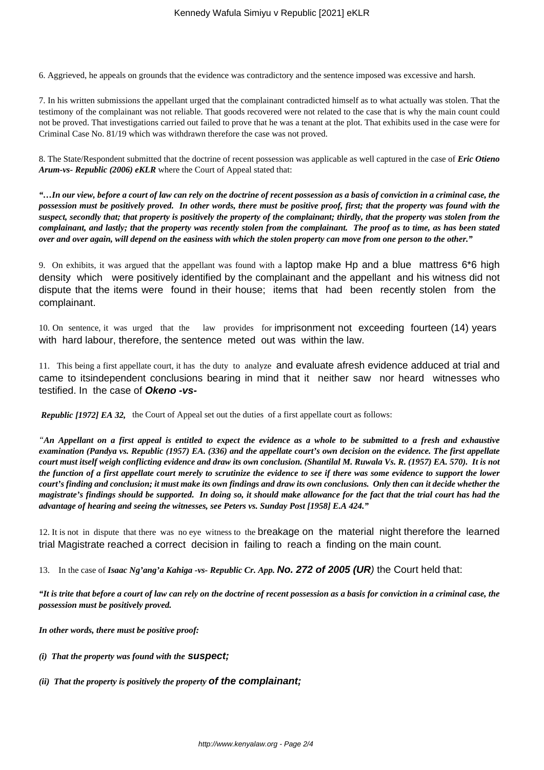6. Aggrieved, he appeals on grounds that the evidence was contradictory and the sentence imposed was excessive and harsh.

7. In his written submissions the appellant urged that the complainant contradicted himself as to what actually was stolen. That the testimony of the complainant was not reliable. That goods recovered were not related to the case that is why the main count could not be proved. That investigations carried out failed to prove that he was a tenant at the plot. That exhibits used in the case were for Criminal Case No. 81/19 which was withdrawn therefore the case was not proved.

8. The State/Respondent submitted that the doctrine of recent possession was applicable as well captured in the case of ***Eric Otieno Arum-vs- Republic (2006) eKLR*** where the Court of Appeal stated that:

***"…In our view, before a court of law can rely on the doctrine of recent possession as a basis of conviction in a criminal case, the possession must be positively proved. In other words, there must be positive proof, first; that the property was found with the suspect, secondly that; that property is positively the property of the complainant; thirdly, that the property was stolen from the complainant, and lastly; that the property was recently stolen from the complainant. The proof as to time, as has been stated over and over again, will depend on the easiness with which the stolen property can move from one person to the other."***

9. On exhibits, it was argued that the appellant was found with a laptop make Hp and a blue mattress 6*6 high density which were positively identified by the complainant and the appellant and his witness did not dispute that the items were found in their house; items that had been recently stolen from the complainant.

10. On sentence, it was urged that the law provides for imprisonment not exceeding fourteen (14) years with hard labour, therefore, the sentence meted out was within the law.

11. This being a first appellate court, it has the duty to analyze and evaluate afresh evidence adduced at trial and came to itsindependent conclusions bearing in mind that it neither saw nor heard witnesses who testified. In the case of ***Okeno -vs- Republic [1972] EA 32,*** the Court of Appeal set out the duties of a first appellate court as follows:

*"**An Appellant on a first appeal is entitled to expect the evidence as a whole to be submitted to a fresh and exhaustive examination (Pandya vs. Republic (1957) EA. (336) and the appellate court's own decision on the evidence. The first appellate court must itself weigh conflicting evidence and draw its own conclusion. (Shantilal M. Ruwala Vs. R. (1957) EA. 570). It is not the function of a first appellate court merely to scrutinize the evidence to see if there was some evidence to support the lower court's finding and conclusion; it must make its own findings and draw its own conclusions. Only then can it decide whether the magistrate's findings should be supported. In doing so, it should make allowance for the fact that the trial court has had the advantage of hearing and seeing the witnesses, see Peters vs. Sunday Post [1958] E.A 424."***

12. It is not in dispute that there was no eye witness to the breakage on the material night therefore the learned trial Magistrate reached a correct decision in failing to reach a finding on the main count.

13. In the case of ***Isaac Ng'ang'a Kahiga -vs- Republic Cr. App. No. 272 of 2005 (UR)*** the Court held that:

***"It is trite that before a court of law can rely on the doctrine of recent possession as a basis for conviction in a criminal case, the possession must be positively proved.***

***In other words, there must be positive proof:***

***(i) That the property was found with the suspect;***

***(ii) That the property is positively the property of the complainant;***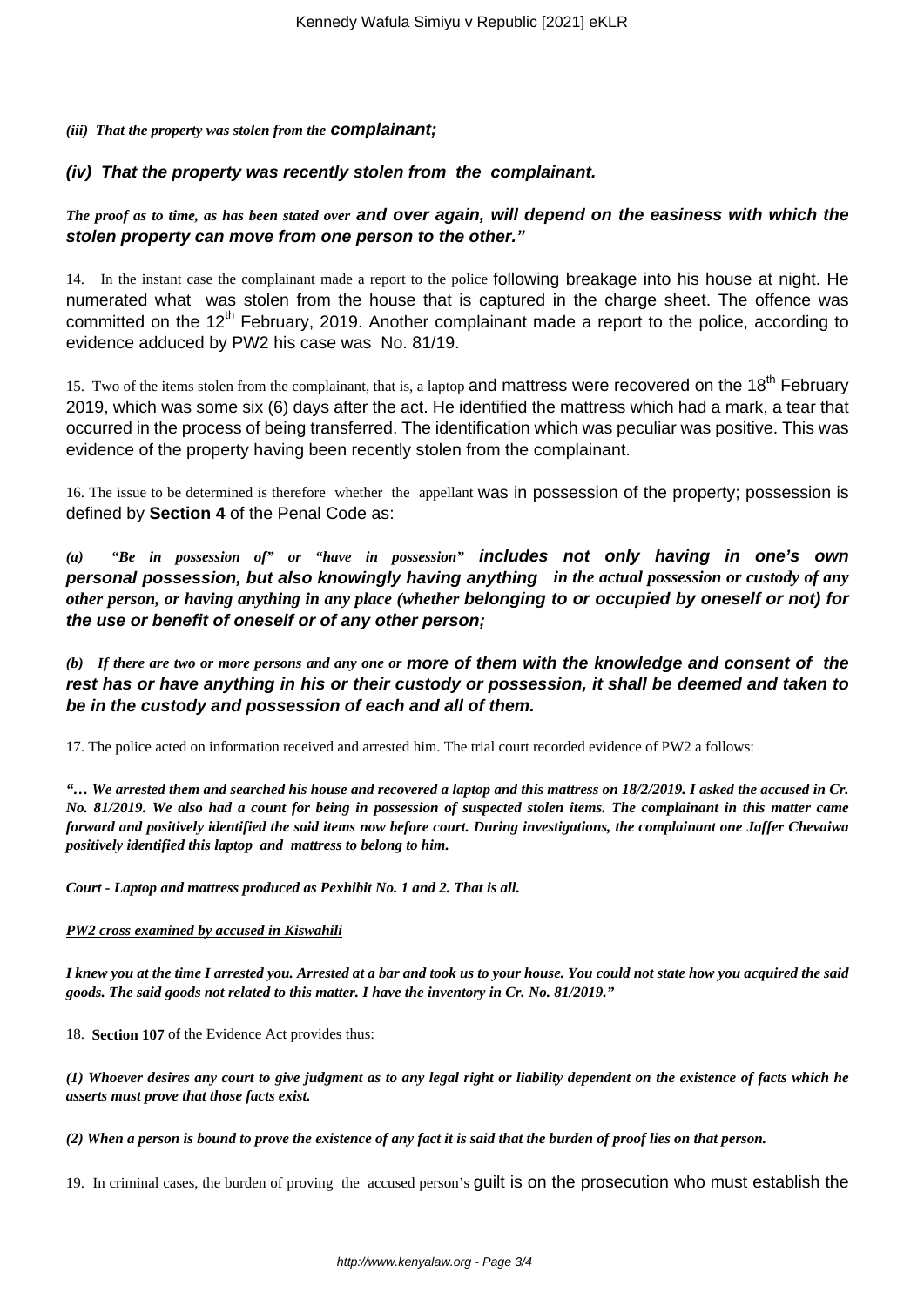***(iii) That the property was stolen from the complainant;***

***(iv) That the property was recently stolen from the complainant.***

***The proof as to time, as has been stated over and over again, will depend on the easiness with which the stolen property can move from one person to the other."***

14. In the instant case the complainant made a report to the police following breakage into his house at night. He numerated what was stolen from the house that is captured in the charge sheet. The offence was committed on the 12th February, 2019. Another complainant made a report to the police, according to evidence adduced by PW2 his case was No. 81/19.

15. Two of the items stolen from the complainant, that is, a laptop and mattress were recovered on the 18th February 2019, which was some six (6) days after the act. He identified the mattress which had a mark, a tear that occurred in the process of being transferred. The identification which was peculiar was positive. This was evidence of the property having been recently stolen from the complainant.

16. The issue to be determined is therefore whether the appellant was in possession of the property; possession is defined by **Section 4** of the Penal Code as:

***(a) "Be in possession of" or "have in possession" includes not only having in one's own personal possession, but also knowingly having anything in the actual possession or custody of any other person, or having anything in any place (whether belonging to or occupied by oneself or not) for the use or benefit of oneself or of any other person;***

***(b) If there are two or more persons and any one or more of them with the knowledge and consent of the rest has or have anything in his or their custody or possession, it shall be deemed and taken to be in the custody and possession of each and all of them.***

17. The police acted on information received and arrested him. The trial court recorded evidence of PW2 a follows:

***"… We arrested them and searched his house and recovered a laptop and this mattress on 18/2/2019. I asked the accused in Cr. No. 81/2019. We also had a count for being in possession of suspected stolen items. The complainant in this matter came forward and positively identified the said items now before court. During investigations, the complainant one Jaffer Chevaiwa positively identified this laptop and mattress to belong to him.***

***Court - Laptop and mattress produced as Pexhibit No. 1 and 2. That is all.***

***<u>PW2 cross examined by accused in Kiswahili</u>***

***I knew you at the time I arrested you. Arrested at a bar and took us to your house. You could not state how you acquired the said goods. The said goods not related to this matter. I have the inventory in Cr. No. 81/2019."***

18. **Section 107** of the Evidence Act provides thus:

***(1) Whoever desires any court to give judgment as to any legal right or liability dependent on the existence of facts which he asserts must prove that those facts exist.***

***(2) When a person is bound to prove the existence of any fact it is said that the burden of proof lies on that person.***

19. In criminal cases, the burden of proving the accused person's guilt is on the prosecution who must establish the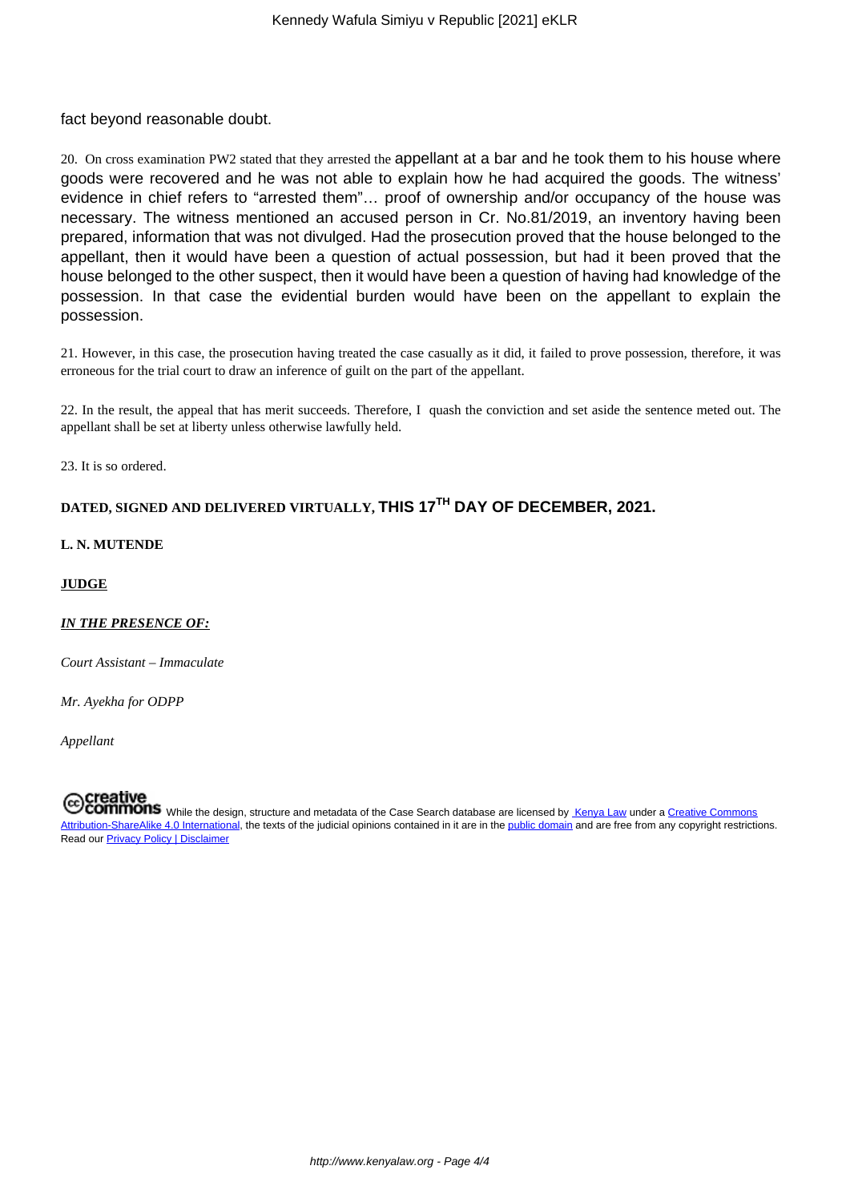fact beyond reasonable doubt.

20. On cross examination PW2 stated that they arrested the appellant at a bar and he took them to his house where goods were recovered and he was not able to explain how he had acquired the goods. The witness' evidence in chief refers to "arrested them"… proof of ownership and/or occupancy of the house was necessary. The witness mentioned an accused person in Cr. No.81/2019, an inventory having been prepared, information that was not divulged. Had the prosecution proved that the house belonged to the appellant, then it would have been a question of actual possession, but had it been proved that the house belonged to the other suspect, then it would have been a question of having had knowledge of the possession. In that case the evidential burden would have been on the appellant to explain the possession.

21. However, in this case, the prosecution having treated the case casually as it did, it failed to prove possession, therefore, it was erroneous for the trial court to draw an inference of guilt on the part of the appellant.

22. In the result, the appeal that has merit succeeds. Therefore, I quash the conviction and set aside the sentence meted out. The appellant shall be set at liberty unless otherwise lawfully held.

23. It is so ordered.

**DATED, SIGNED AND DELIVERED VIRTUALLY, THIS 17TH DAY OF DECEMBER, 2021.**

**L. N. MUTENDE**

**JUDGE**

***IN THE PRESENCE OF:***

*Court Assistant – Immaculate*

*Mr. Ayekha for ODPP*

*Appellant*

While the design, structure and metadata of the Case Search database are licensed by Kenya Law under a Creative Commons Attribution-ShareAlike 4.0 International, the texts of the judicial opinions contained in it are in the public domain and are free from any copyright restrictions. Read our Privacy Policy | Disclaimer